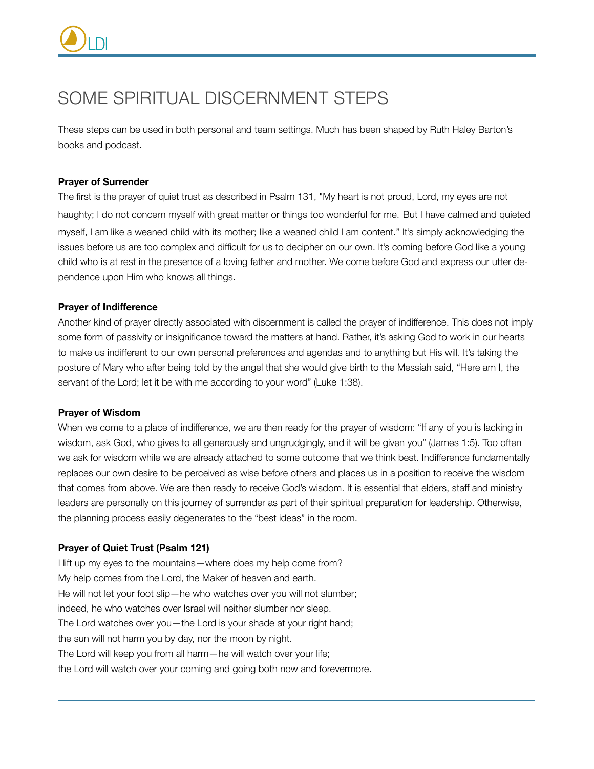# SOME SPIRITUAL DISCERNMENT STEPS

These steps can be used in both personal and team settings. Much has been shaped by Ruth Haley Barton's books and podcast.

**Prayer of Surrender**

The first is the prayer of quiet trust as described in Psalm 131, "My heart is not proud, Lord, my eyes are not haughty; I do not concern myself with great matter or things too wonderful for me. But I have calmed and quieted myself, I am like a weaned child with its mother; like a weaned child I am content." It's simply acknowledging the issues before us are too complex and difficult for us to decipher on our own. It's coming before God like a young child who is at rest in the presence of a loving father and mother. We come before God and express our utter dependence upon Him who knows all things.

**Prayer of Indifference**

Another kind of prayer directly associated with discernment is called the prayer of indifference. This does not imply some form of passivity or insignificance toward the matters at hand. Rather, it's asking God to work in our hearts to make us indifferent to our own personal preferences and agendas and to anything but His will. It's taking the posture of Mary who after being told by the angel that she would give birth to the Messiah said, "Here am I, the servant of the Lord; let it be with me according to your word" (Luke 1:38).

**Prayer of Wisdom**

When we come to a place of indifference, we are then ready for the prayer of wisdom: "If any of you is lacking in wisdom, ask God, who gives to all generously and ungrudgingly, and it will be given you" (James 1:5). Too often we ask for wisdom while we are already attached to some outcome that we think best. Indifference fundamentally replaces our own desire to be perceived as wise before others and places us in a position to receive the wisdom that comes from above. We are then ready to receive God's wisdom. It is essential that elders, staff and ministry leaders are personally on this journey of surrender as part of their spiritual preparation for leadership. Otherwise, the planning process easily degenerates to the "best ideas" in the room.

**Prayer of Quiet Trust (Psalm 121)**

I lift up my eyes to the mountains—where does my help come from?
My help comes from the Lord, the Maker of heaven and earth.
He will not let your foot slip—he who watches over you will not slumber;
indeed, he who watches over Israel will neither slumber nor sleep.
The Lord watches over you—the Lord is your shade at your right hand;
the sun will not harm you by day, nor the moon by night.
The Lord will keep you from all harm—he will watch over your life;
the Lord will watch over your coming and going both now and forevermore.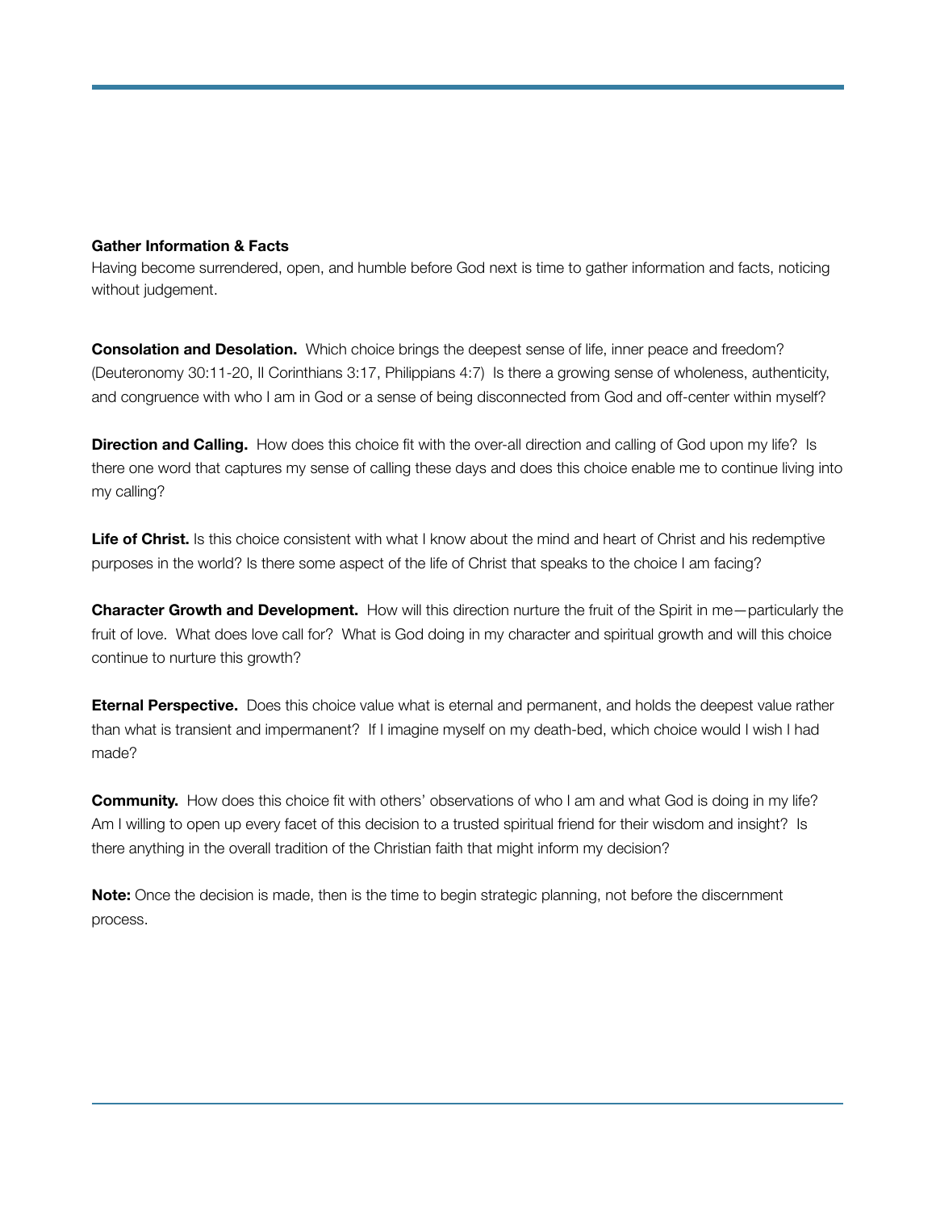**Gather Information & Facts**

Having become surrendered, open, and humble before God next is time to gather information and facts, noticing without judgement.

**Consolation and Desolation.** Which choice brings the deepest sense of life, inner peace and freedom? (Deuteronomy 30:11-20, II Corinthians 3:17, Philippians 4:7) Is there a growing sense of wholeness, authenticity, and congruence with who I am in God or a sense of being disconnected from God and off-center within myself?

**Direction and Calling.** How does this choice fit with the over-all direction and calling of God upon my life? Is there one word that captures my sense of calling these days and does this choice enable me to continue living into my calling?

**Life of Christ.** Is this choice consistent with what I know about the mind and heart of Christ and his redemptive purposes in the world? Is there some aspect of the life of Christ that speaks to the choice I am facing?

**Character Growth and Development.** How will this direction nurture the fruit of the Spirit in me—particularly the fruit of love. What does love call for? What is God doing in my character and spiritual growth and will this choice continue to nurture this growth?

**Eternal Perspective.** Does this choice value what is eternal and permanent, and holds the deepest value rather than what is transient and impermanent? If I imagine myself on my death-bed, which choice would I wish I had made?

**Community.** How does this choice fit with others' observations of who I am and what God is doing in my life? Am I willing to open up every facet of this decision to a trusted spiritual friend for their wisdom and insight? Is there anything in the overall tradition of the Christian faith that might inform my decision?

**Note:** Once the decision is made, then is the time to begin strategic planning, not before the discernment process.